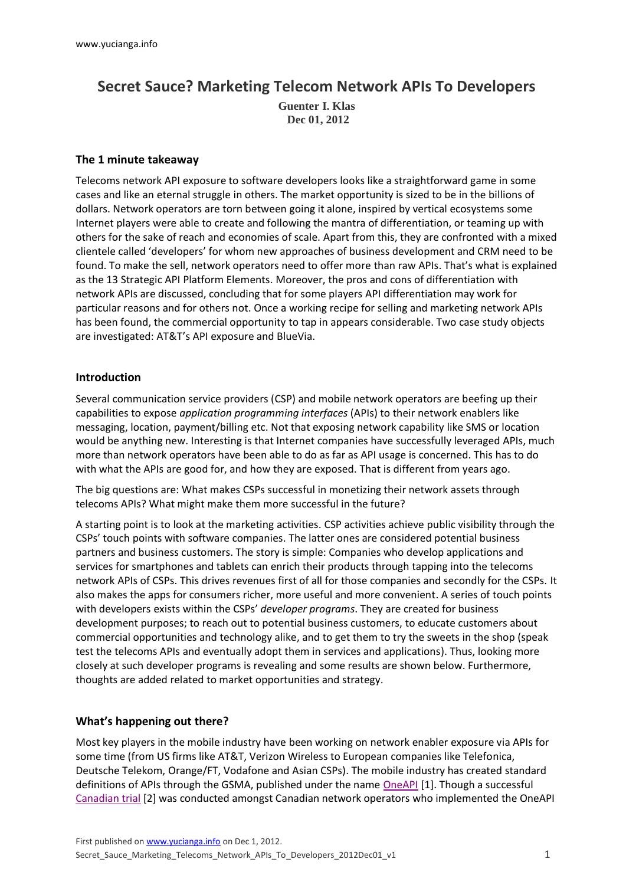# Secret Sauce? Marketing Telecom Network APIs To Developers

**Guenter I. Klas**
**Dec 01, 2012**

## The 1 minute takeaway

Telecoms network API exposure to software developers looks like a straightforward game in some cases and like an eternal struggle in others. The market opportunity is sized to be in the billions of dollars. Network operators are torn between going it alone, inspired by vertical ecosystems some Internet players were able to create and following the mantra of differentiation, or teaming up with others for the sake of reach and economies of scale. Apart from this, they are confronted with a mixed clientele called 'developers' for whom new approaches of business development and CRM need to be found. To make the sell, network operators need to offer more than raw APIs. That's what is explained as the 13 Strategic API Platform Elements. Moreover, the pros and cons of differentiation with network APIs are discussed, concluding that for some players API differentiation may work for particular reasons and for others not. Once a working recipe for selling and marketing network APIs has been found, the commercial opportunity to tap in appears considerable. Two case study objects are investigated: AT&T's API exposure and BlueVia.

## Introduction

Several communication service providers (CSP) and mobile network operators are beefing up their capabilities to expose *application programming interfaces* (APIs) to their network enablers like messaging, location, payment/billing etc. Not that exposing network capability like SMS or location would be anything new. Interesting is that Internet companies have successfully leveraged APIs, much more than network operators have been able to do as far as API usage is concerned. This has to do with what the APIs are good for, and how they are exposed. That is different from years ago.

The big questions are: What makes CSPs successful in monetizing their network assets through telecoms APIs? What might make them more successful in the future?

A starting point is to look at the marketing activities. CSP activities achieve public visibility through the CSPs' touch points with software companies. The latter ones are considered potential business partners and business customers. The story is simple: Companies who develop applications and services for smartphones and tablets can enrich their products through tapping into the telecoms network APIs of CSPs. This drives revenues first of all for those companies and secondly for the CSPs. It also makes the apps for consumers richer, more useful and more convenient. A series of touch points with developers exists within the CSPs' *developer programs*. They are created for business development purposes; to reach out to potential business customers, to educate customers about commercial opportunities and technology alike, and to get them to try the sweets in the shop (speak test the telecoms APIs and eventually adopt them in services and applications). Thus, looking more closely at such developer programs is revealing and some results are shown below. Furthermore, thoughts are added related to market opportunities and strategy.

## What's happening out there?

Most key players in the mobile industry have been working on network enabler exposure via APIs for some time (from US firms like AT&T, Verizon Wireless to European companies like Telefonica, Deutsche Telekom, Orange/FT, Vodafone and Asian CSPs). The mobile industry has created standard definitions of APIs through the GSMA, published under the name OneAPI [1]. Though a successful Canadian trial [2] was conducted amongst Canadian network operators who implemented the OneAPI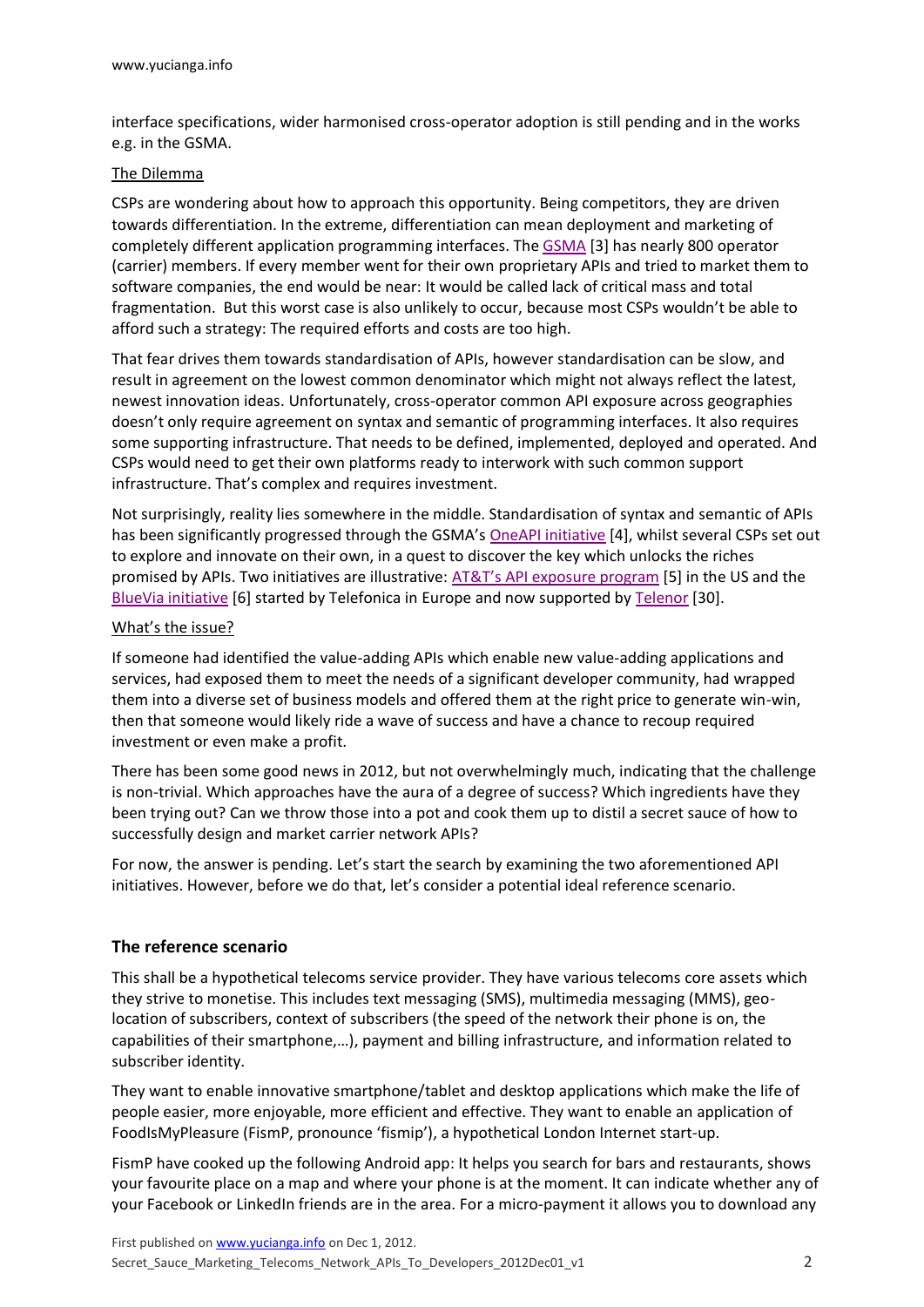interface specifications, wider harmonised cross-operator adoption is still pending and in the works e.g. in the GSMA.

The Dilemma

CSPs are wondering about how to approach this opportunity. Being competitors, they are driven towards differentiation. In the extreme, differentiation can mean deployment and marketing of completely different application programming interfaces. The GSMA [3] has nearly 800 operator (carrier) members. If every member went for their own proprietary APIs and tried to market them to software companies, the end would be near: It would be called lack of critical mass and total fragmentation. But this worst case is also unlikely to occur, because most CSPs wouldn't be able to afford such a strategy: The required efforts and costs are too high.

That fear drives them towards standardisation of APIs, however standardisation can be slow, and result in agreement on the lowest common denominator which might not always reflect the latest, newest innovation ideas. Unfortunately, cross-operator common API exposure across geographies doesn't only require agreement on syntax and semantic of programming interfaces. It also requires some supporting infrastructure. That needs to be defined, implemented, deployed and operated. And CSPs would need to get their own platforms ready to interwork with such common support infrastructure. That's complex and requires investment.

Not surprisingly, reality lies somewhere in the middle. Standardisation of syntax and semantic of APIs has been significantly progressed through the GSMA's OneAPI initiative [4], whilst several CSPs set out to explore and innovate on their own, in a quest to discover the key which unlocks the riches promised by APIs. Two initiatives are illustrative: AT&T's API exposure program [5] in the US and the BlueVia initiative [6] started by Telefonica in Europe and now supported by Telenor [30].

What's the issue?

If someone had identified the value-adding APIs which enable new value-adding applications and services, had exposed them to meet the needs of a significant developer community, had wrapped them into a diverse set of business models and offered them at the right price to generate win-win, then that someone would likely ride a wave of success and have a chance to recoup required investment or even make a profit.

There has been some good news in 2012, but not overwhelmingly much, indicating that the challenge is non-trivial. Which approaches have the aura of a degree of success? Which ingredients have they been trying out? Can we throw those into a pot and cook them up to distil a secret sauce of how to successfully design and market carrier network APIs?

For now, the answer is pending. Let's start the search by examining the two aforementioned API initiatives. However, before we do that, let's consider a potential ideal reference scenario.

## The reference scenario

This shall be a hypothetical telecoms service provider. They have various telecoms core assets which they strive to monetise. This includes text messaging (SMS), multimedia messaging (MMS), geo-location of subscribers, context of subscribers (the speed of the network their phone is on, the capabilities of their smartphone,…), payment and billing infrastructure, and information related to subscriber identity.

They want to enable innovative smartphone/tablet and desktop applications which make the life of people easier, more enjoyable, more efficient and effective. They want to enable an application of FoodIsMyPleasure (FismP, pronounce 'fismip'), a hypothetical London Internet start-up.

FismP have cooked up the following Android app: It helps you search for bars and restaurants, shows your favourite place on a map and where your phone is at the moment. It can indicate whether any of your Facebook or LinkedIn friends are in the area. For a micro-payment it allows you to download any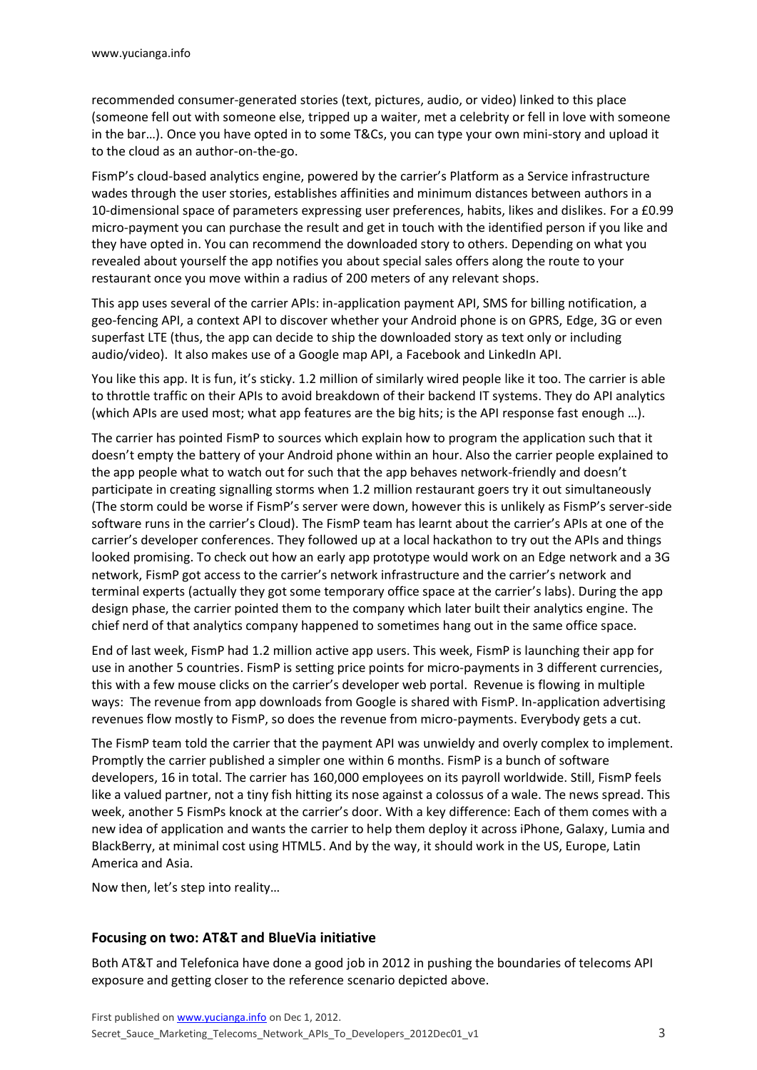recommended consumer-generated stories (text, pictures, audio, or video) linked to this place (someone fell out with someone else, tripped up a waiter, met a celebrity or fell in love with someone in the bar…). Once you have opted in to some T&Cs, you can type your own mini-story and upload it to the cloud as an author-on-the-go.

FismP's cloud-based analytics engine, powered by the carrier's Platform as a Service infrastructure wades through the user stories, establishes affinities and minimum distances between authors in a 10-dimensional space of parameters expressing user preferences, habits, likes and dislikes. For a £0.99 micro-payment you can purchase the result and get in touch with the identified person if you like and they have opted in. You can recommend the downloaded story to others. Depending on what you revealed about yourself the app notifies you about special sales offers along the route to your restaurant once you move within a radius of 200 meters of any relevant shops.

This app uses several of the carrier APIs: in-application payment API, SMS for billing notification, a geo-fencing API, a context API to discover whether your Android phone is on GPRS, Edge, 3G or even superfast LTE (thus, the app can decide to ship the downloaded story as text only or including audio/video). It also makes use of a Google map API, a Facebook and LinkedIn API.

You like this app. It is fun, it's sticky. 1.2 million of similarly wired people like it too. The carrier is able to throttle traffic on their APIs to avoid breakdown of their backend IT systems. They do API analytics (which APIs are used most; what app features are the big hits; is the API response fast enough …).

The carrier has pointed FismP to sources which explain how to program the application such that it doesn't empty the battery of your Android phone within an hour. Also the carrier people explained to the app people what to watch out for such that the app behaves network-friendly and doesn't participate in creating signalling storms when 1.2 million restaurant goers try it out simultaneously (The storm could be worse if FismP's server were down, however this is unlikely as FismP's server-side software runs in the carrier's Cloud). The FismP team has learnt about the carrier's APIs at one of the carrier's developer conferences. They followed up at a local hackathon to try out the APIs and things looked promising. To check out how an early app prototype would work on an Edge network and a 3G network, FismP got access to the carrier's network infrastructure and the carrier's network and terminal experts (actually they got some temporary office space at the carrier's labs). During the app design phase, the carrier pointed them to the company which later built their analytics engine. The chief nerd of that analytics company happened to sometimes hang out in the same office space.

End of last week, FismP had 1.2 million active app users. This week, FismP is launching their app for use in another 5 countries. FismP is setting price points for micro-payments in 3 different currencies, this with a few mouse clicks on the carrier's developer web portal. Revenue is flowing in multiple ways: The revenue from app downloads from Google is shared with FismP. In-application advertising revenues flow mostly to FismP, so does the revenue from micro-payments. Everybody gets a cut.

The FismP team told the carrier that the payment API was unwieldy and overly complex to implement. Promptly the carrier published a simpler one within 6 months. FismP is a bunch of software developers, 16 in total. The carrier has 160,000 employees on its payroll worldwide. Still, FismP feels like a valued partner, not a tiny fish hitting its nose against a colossus of a wale. The news spread. This week, another 5 FismPs knock at the carrier's door. With a key difference: Each of them comes with a new idea of application and wants the carrier to help them deploy it across iPhone, Galaxy, Lumia and BlackBerry, at minimal cost using HTML5. And by the way, it should work in the US, Europe, Latin America and Asia.

Now then, let's step into reality…

## Focusing on two: AT&T and BlueVia initiative

Both AT&T and Telefonica have done a good job in 2012 in pushing the boundaries of telecoms API exposure and getting closer to the reference scenario depicted above.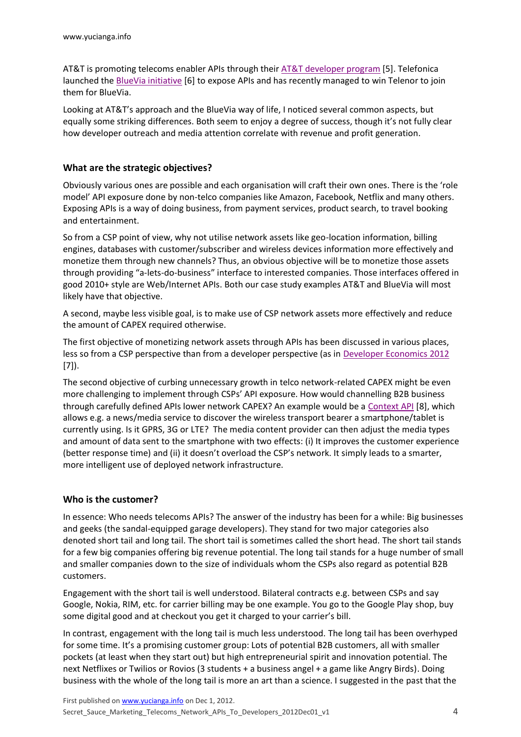AT&T is promoting telecoms enabler APIs through their AT&T developer program [5]. Telefonica launched the BlueVia initiative [6] to expose APIs and has recently managed to win Telenor to join them for BlueVia.

Looking at AT&T's approach and the BlueVia way of life, I noticed several common aspects, but equally some striking differences. Both seem to enjoy a degree of success, though it's not fully clear how developer outreach and media attention correlate with revenue and profit generation.

### What are the strategic objectives?

Obviously various ones are possible and each organisation will craft their own ones. There is the 'role model' API exposure done by non-telco companies like Amazon, Facebook, Netflix and many others. Exposing APIs is a way of doing business, from payment services, product search, to travel booking and entertainment.

So from a CSP point of view, why not utilise network assets like geo-location information, billing engines, databases with customer/subscriber and wireless devices information more effectively and monetize them through new channels? Thus, an obvious objective will be to monetize those assets through providing "a-lets-do-business" interface to interested companies. Those interfaces offered in good 2010+ style are Web/Internet APIs. Both our case study examples AT&T and BlueVia will most likely have that objective.

A second, maybe less visible goal, is to make use of CSP network assets more effectively and reduce the amount of CAPEX required otherwise.

The first objective of monetizing network assets through APIs has been discussed in various places, less so from a CSP perspective than from a developer perspective (as in Developer Economics 2012 [7]).

The second objective of curbing unnecessary growth in telco network-related CAPEX might be even more challenging to implement through CSPs' API exposure. How would channelling B2B business through carefully defined APIs lower network CAPEX? An example would be a Context API [8], which allows e.g. a news/media service to discover the wireless transport bearer a smartphone/tablet is currently using. Is it GPRS, 3G or LTE? The media content provider can then adjust the media types and amount of data sent to the smartphone with two effects: (i) It improves the customer experience (better response time) and (ii) it doesn't overload the CSP's network. It simply leads to a smarter, more intelligent use of deployed network infrastructure.

### Who is the customer?

In essence: Who needs telecoms APIs? The answer of the industry has been for a while: Big businesses and geeks (the sandal-equipped garage developers). They stand for two major categories also denoted short tail and long tail. The short tail is sometimes called the short head. The short tail stands for a few big companies offering big revenue potential. The long tail stands for a huge number of small and smaller companies down to the size of individuals whom the CSPs also regard as potential B2B customers.

Engagement with the short tail is well understood. Bilateral contracts e.g. between CSPs and say Google, Nokia, RIM, etc. for carrier billing may be one example. You go to the Google Play shop, buy some digital good and at checkout you get it charged to your carrier's bill.

In contrast, engagement with the long tail is much less understood. The long tail has been overhyped for some time. It's a promising customer group: Lots of potential B2B customers, all with smaller pockets (at least when they start out) but high entrepreneurial spirit and innovation potential. The next Netflixes or Twilios or Rovios (3 students + a business angel + a game like Angry Birds). Doing business with the whole of the long tail is more an art than a science. I suggested in the past that the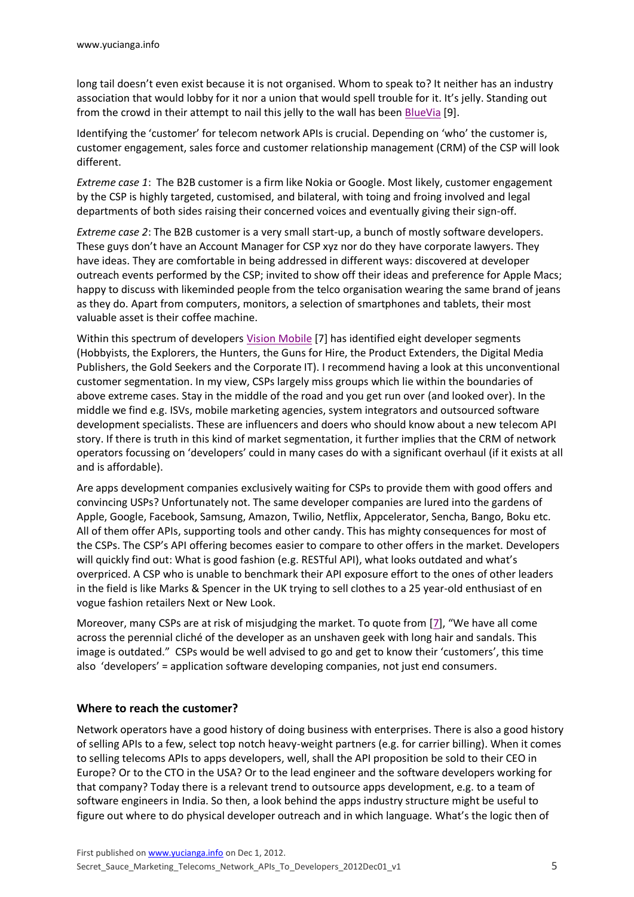long tail doesn't even exist because it is not organised. Whom to speak to? It neither has an industry association that would lobby for it nor a union that would spell trouble for it. It's jelly. Standing out from the crowd in their attempt to nail this jelly to the wall has been BlueVia [9].

Identifying the 'customer' for telecom network APIs is crucial. Depending on 'who' the customer is, customer engagement, sales force and customer relationship management (CRM) of the CSP will look different.

*Extreme case 1*: The B2B customer is a firm like Nokia or Google. Most likely, customer engagement by the CSP is highly targeted, customised, and bilateral, with toing and froing involved and legal departments of both sides raising their concerned voices and eventually giving their sign-off.

*Extreme case 2*: The B2B customer is a very small start-up, a bunch of mostly software developers. These guys don't have an Account Manager for CSP xyz nor do they have corporate lawyers. They have ideas. They are comfortable in being addressed in different ways: discovered at developer outreach events performed by the CSP; invited to show off their ideas and preference for Apple Macs; happy to discuss with likeminded people from the telco organisation wearing the same brand of jeans as they do. Apart from computers, monitors, a selection of smartphones and tablets, their most valuable asset is their coffee machine.

Within this spectrum of developers Vision Mobile [7] has identified eight developer segments (Hobbyists, the Explorers, the Hunters, the Guns for Hire, the Product Extenders, the Digital Media Publishers, the Gold Seekers and the Corporate IT). I recommend having a look at this unconventional customer segmentation. In my view, CSPs largely miss groups which lie within the boundaries of above extreme cases. Stay in the middle of the road and you get run over (and looked over). In the middle we find e.g. ISVs, mobile marketing agencies, system integrators and outsourced software development specialists. These are influencers and doers who should know about a new telecom API story. If there is truth in this kind of market segmentation, it further implies that the CRM of network operators focussing on 'developers' could in many cases do with a significant overhaul (if it exists at all and is affordable).

Are apps development companies exclusively waiting for CSPs to provide them with good offers and convincing USPs? Unfortunately not. The same developer companies are lured into the gardens of Apple, Google, Facebook, Samsung, Amazon, Twilio, Netflix, Appcelerator, Sencha, Bango, Boku etc. All of them offer APIs, supporting tools and other candy. This has mighty consequences for most of the CSPs. The CSP's API offering becomes easier to compare to other offers in the market. Developers will quickly find out: What is good fashion (e.g. RESTful API), what looks outdated and what's overpriced. A CSP who is unable to benchmark their API exposure effort to the ones of other leaders in the field is like Marks & Spencer in the UK trying to sell clothes to a 25 year-old enthusiast of en vogue fashion retailers Next or New Look.

Moreover, many CSPs are at risk of misjudging the market. To quote from [7], "We have all come across the perennial cliché of the developer as an unshaven geek with long hair and sandals. This image is outdated." CSPs would be well advised to go and get to know their 'customers', this time also 'developers' = application software developing companies, not just end consumers.

## Where to reach the customer?

Network operators have a good history of doing business with enterprises. There is also a good history of selling APIs to a few, select top notch heavy-weight partners (e.g. for carrier billing). When it comes to selling telecoms APIs to apps developers, well, shall the API proposition be sold to their CEO in Europe? Or to the CTO in the USA? Or to the lead engineer and the software developers working for that company? Today there is a relevant trend to outsource apps development, e.g. to a team of software engineers in India. So then, a look behind the apps industry structure might be useful to figure out where to do physical developer outreach and in which language. What's the logic then of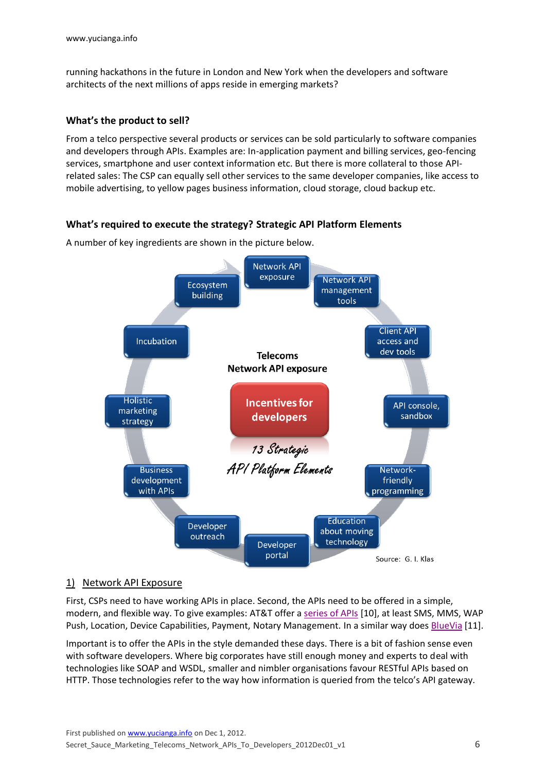running hackathons in the future in London and New York when the developers and software architects of the next millions of apps reside in emerging markets?

### What's the product to sell?

From a telco perspective several products or services can be sold particularly to software companies and developers through APIs. Examples are: In-application payment and billing services, geo-fencing services, smartphone and user context information etc. But there is more collateral to those API-related sales: The CSP can equally sell other services to the same developer companies, like access to mobile advertising, to yellow pages business information, cloud storage, cloud backup etc.

### What's required to execute the strategy? Strategic API Platform Elements

A number of key ingredients are shown in the picture below.

**Telecoms Network API exposure**

**Incentives for developers**

*13 Strategic API Platform Elements*

- Network API exposure
- Network API management tools
- Client API access and dev tools
- API console, sandbox
- Network-friendly programming
- Education about moving technology
- Developer portal
- Developer outreach
- Business development with APIs
- Holistic marketing strategy
- Incubation
- Ecosystem building

Source: G. I. Klas

#### 1) Network API Exposure

First, CSPs need to have working APIs in place. Second, the APIs need to be offered in a simple, modern, and flexible way. To give examples: AT&T offer a series of APIs [10], at least SMS, MMS, WAP Push, Location, Device Capabilities, Payment, Notary Management. In a similar way does BlueVia [11].

Important is to offer the APIs in the style demanded these days. There is a bit of fashion sense even with software developers. Where big corporates have still enough money and experts to deal with technologies like SOAP and WSDL, smaller and nimbler organisations favour RESTful APIs based on HTTP. Those technologies refer to the way how information is queried from the telco's API gateway.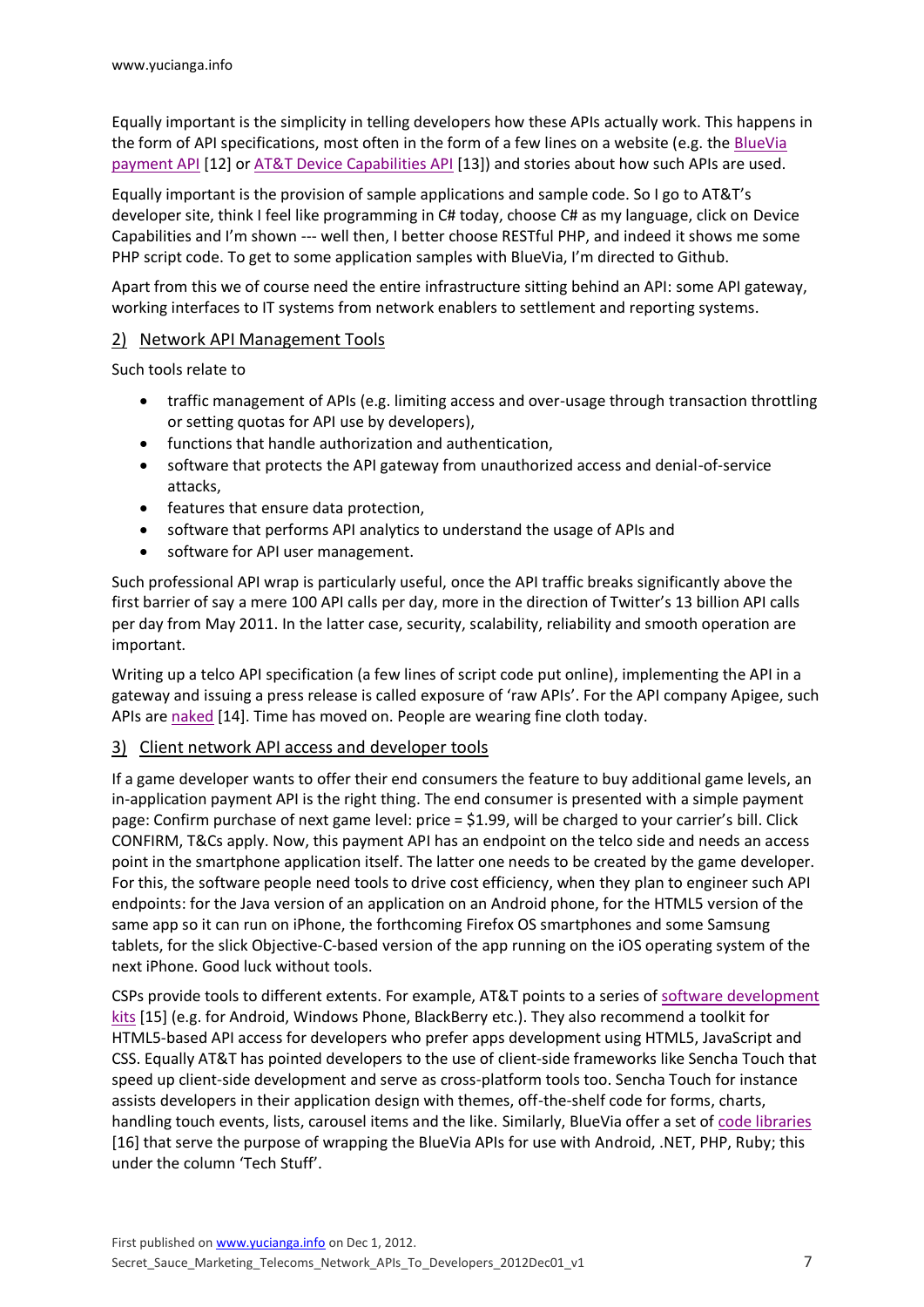Equally important is the simplicity in telling developers how these APIs actually work. This happens in the form of API specifications, most often in the form of a few lines on a website (e.g. the BlueVia payment API [12] or AT&T Device Capabilities API [13]) and stories about how such APIs are used.

Equally important is the provision of sample applications and sample code. So I go to AT&T's developer site, think I feel like programming in C# today, choose C# as my language, click on Device Capabilities and I'm shown --- well then, I better choose RESTful PHP, and indeed it shows me some PHP script code. To get to some application samples with BlueVia, I'm directed to Github.

Apart from this we of course need the entire infrastructure sitting behind an API: some API gateway, working interfaces to IT systems from network enablers to settlement and reporting systems.

## 2) Network API Management Tools

Such tools relate to

- traffic management of APIs (e.g. limiting access and over-usage through transaction throttling or setting quotas for API use by developers),
- functions that handle authorization and authentication,
- software that protects the API gateway from unauthorized access and denial-of-service attacks,
- features that ensure data protection,
- software that performs API analytics to understand the usage of APIs and
- software for API user management.

Such professional API wrap is particularly useful, once the API traffic breaks significantly above the first barrier of say a mere 100 API calls per day, more in the direction of Twitter's 13 billion API calls per day from May 2011. In the latter case, security, scalability, reliability and smooth operation are important.

Writing up a telco API specification (a few lines of script code put online), implementing the API in a gateway and issuing a press release is called exposure of 'raw APIs'. For the API company Apigee, such APIs are naked [14]. Time has moved on. People are wearing fine cloth today.

## 3) Client network API access and developer tools

If a game developer wants to offer their end consumers the feature to buy additional game levels, an in-application payment API is the right thing. The end consumer is presented with a simple payment page: Confirm purchase of next game level: price = $1.99, will be charged to your carrier's bill. Click CONFIRM, T&Cs apply. Now, this payment API has an endpoint on the telco side and needs an access point in the smartphone application itself. The latter one needs to be created by the game developer. For this, the software people need tools to drive cost efficiency, when they plan to engineer such API endpoints: for the Java version of an application on an Android phone, for the HTML5 version of the same app so it can run on iPhone, the forthcoming Firefox OS smartphones and some Samsung tablets, for the slick Objective-C-based version of the app running on the iOS operating system of the next iPhone. Good luck without tools.

CSPs provide tools to different extents. For example, AT&T points to a series of software development kits [15] (e.g. for Android, Windows Phone, BlackBerry etc.). They also recommend a toolkit for HTML5-based API access for developers who prefer apps development using HTML5, JavaScript and CSS. Equally AT&T has pointed developers to the use of client-side frameworks like Sencha Touch that speed up client-side development and serve as cross-platform tools too. Sencha Touch for instance assists developers in their application design with themes, off-the-shelf code for forms, charts, handling touch events, lists, carousel items and the like. Similarly, BlueVia offer a set of code libraries [16] that serve the purpose of wrapping the BlueVia APIs for use with Android, .NET, PHP, Ruby; this under the column 'Tech Stuff'.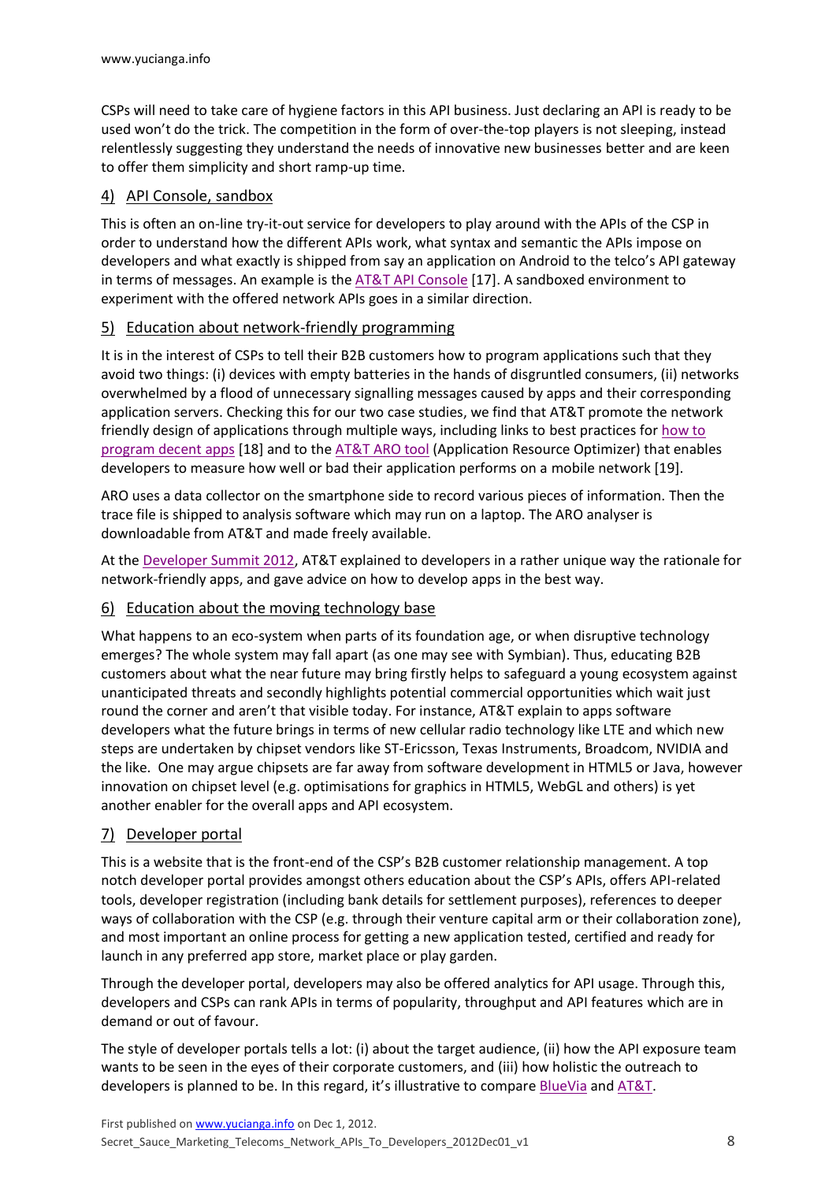CSPs will need to take care of hygiene factors in this API business. Just declaring an API is ready to be used won't do the trick. The competition in the form of over-the-top players is not sleeping, instead relentlessly suggesting they understand the needs of innovative new businesses better and are keen to offer them simplicity and short ramp-up time.

## 4) API Console, sandbox

This is often an on-line try-it-out service for developers to play around with the APIs of the CSP in order to understand how the different APIs work, what syntax and semantic the APIs impose on developers and what exactly is shipped from say an application on Android to the telco's API gateway in terms of messages. An example is the AT&T API Console [17]. A sandboxed environment to experiment with the offered network APIs goes in a similar direction.

## 5) Education about network-friendly programming

It is in the interest of CSPs to tell their B2B customers how to program applications such that they avoid two things: (i) devices with empty batteries in the hands of disgruntled consumers, (ii) networks overwhelmed by a flood of unnecessary signalling messages caused by apps and their corresponding application servers. Checking this for our two case studies, we find that AT&T promote the network friendly design of applications through multiple ways, including links to best practices for how to program decent apps [18] and to the AT&T ARO tool (Application Resource Optimizer) that enables developers to measure how well or bad their application performs on a mobile network [19].

ARO uses a data collector on the smartphone side to record various pieces of information. Then the trace file is shipped to analysis software which may run on a laptop. The ARO analyser is downloadable from AT&T and made freely available.

At the Developer Summit 2012, AT&T explained to developers in a rather unique way the rationale for network-friendly apps, and gave advice on how to develop apps in the best way.

## 6) Education about the moving technology base

What happens to an eco-system when parts of its foundation age, or when disruptive technology emerges? The whole system may fall apart (as one may see with Symbian). Thus, educating B2B customers about what the near future may bring firstly helps to safeguard a young ecosystem against unanticipated threats and secondly highlights potential commercial opportunities which wait just round the corner and aren't that visible today. For instance, AT&T explain to apps software developers what the future brings in terms of new cellular radio technology like LTE and which new steps are undertaken by chipset vendors like ST-Ericsson, Texas Instruments, Broadcom, NVIDIA and the like. One may argue chipsets are far away from software development in HTML5 or Java, however innovation on chipset level (e.g. optimisations for graphics in HTML5, WebGL and others) is yet another enabler for the overall apps and API ecosystem.

## 7) Developer portal

This is a website that is the front-end of the CSP's B2B customer relationship management. A top notch developer portal provides amongst others education about the CSP's APIs, offers API-related tools, developer registration (including bank details for settlement purposes), references to deeper ways of collaboration with the CSP (e.g. through their venture capital arm or their collaboration zone), and most important an online process for getting a new application tested, certified and ready for launch in any preferred app store, market place or play garden.

Through the developer portal, developers may also be offered analytics for API usage. Through this, developers and CSPs can rank APIs in terms of popularity, throughput and API features which are in demand or out of favour.

The style of developer portals tells a lot: (i) about the target audience, (ii) how the API exposure team wants to be seen in the eyes of their corporate customers, and (iii) how holistic the outreach to developers is planned to be. In this regard, it's illustrative to compare BlueVia and AT&T.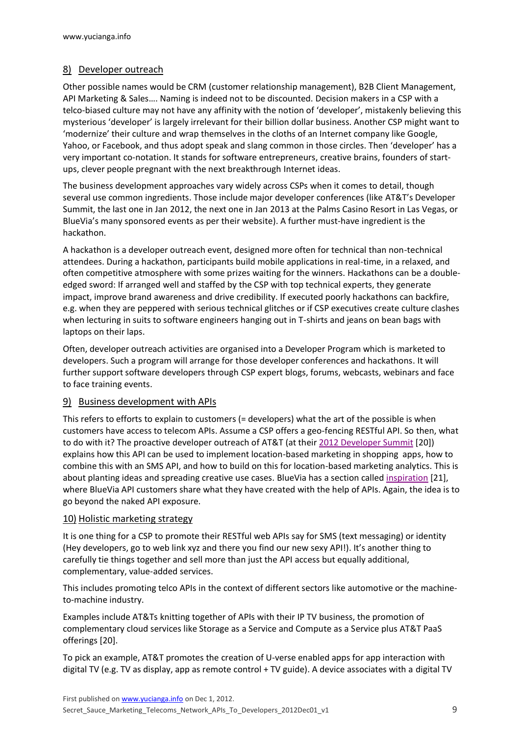## 8) Developer outreach

Other possible names would be CRM (customer relationship management), B2B Client Management, API Marketing & Sales…. Naming is indeed not to be discounted. Decision makers in a CSP with a telco-biased culture may not have any affinity with the notion of 'developer', mistakenly believing this mysterious 'developer' is largely irrelevant for their billion dollar business. Another CSP might want to 'modernize' their culture and wrap themselves in the cloths of an Internet company like Google, Yahoo, or Facebook, and thus adopt speak and slang common in those circles. Then 'developer' has a very important co-notation. It stands for software entrepreneurs, creative brains, founders of start-ups, clever people pregnant with the next breakthrough Internet ideas.

The business development approaches vary widely across CSPs when it comes to detail, though several use common ingredients. Those include major developer conferences (like AT&T's Developer Summit, the last one in Jan 2012, the next one in Jan 2013 at the Palms Casino Resort in Las Vegas, or BlueVia's many sponsored events as per their website). A further must-have ingredient is the hackathon.

A hackathon is a developer outreach event, designed more often for technical than non-technical attendees. During a hackathon, participants build mobile applications in real-time, in a relaxed, and often competitive atmosphere with some prizes waiting for the winners. Hackathons can be a double-edged sword: If arranged well and staffed by the CSP with top technical experts, they generate impact, improve brand awareness and drive credibility. If executed poorly hackathons can backfire, e.g. when they are peppered with serious technical glitches or if CSP executives create culture clashes when lecturing in suits to software engineers hanging out in T-shirts and jeans on bean bags with laptops on their laps.

Often, developer outreach activities are organised into a Developer Program which is marketed to developers. Such a program will arrange for those developer conferences and hackathons. It will further support software developers through CSP expert blogs, forums, webcasts, webinars and face to face training events.

## 9) Business development with APIs

This refers to efforts to explain to customers (= developers) what the art of the possible is when customers have access to telecom APIs. Assume a CSP offers a geo-fencing RESTful API. So then, what to do with it? The proactive developer outreach of AT&T (at their 2012 Developer Summit [20]) explains how this API can be used to implement location-based marketing in shopping apps, how to combine this with an SMS API, and how to build on this for location-based marketing analytics. This is about planting ideas and spreading creative use cases. BlueVia has a section called inspiration [21], where BlueVia API customers share what they have created with the help of APIs. Again, the idea is to go beyond the naked API exposure.

## 10) Holistic marketing strategy

It is one thing for a CSP to promote their RESTful web APIs say for SMS (text messaging) or identity (Hey developers, go to web link xyz and there you find our new sexy API!). It's another thing to carefully tie things together and sell more than just the API access but equally additional, complementary, value-added services.

This includes promoting telco APIs in the context of different sectors like automotive or the machine-to-machine industry.

Examples include AT&Ts knitting together of APIs with their IP TV business, the promotion of complementary cloud services like Storage as a Service and Compute as a Service plus AT&T PaaS offerings [20].

To pick an example, AT&T promotes the creation of U-verse enabled apps for app interaction with digital TV (e.g. TV as display, app as remote control + TV guide). A device associates with a digital TV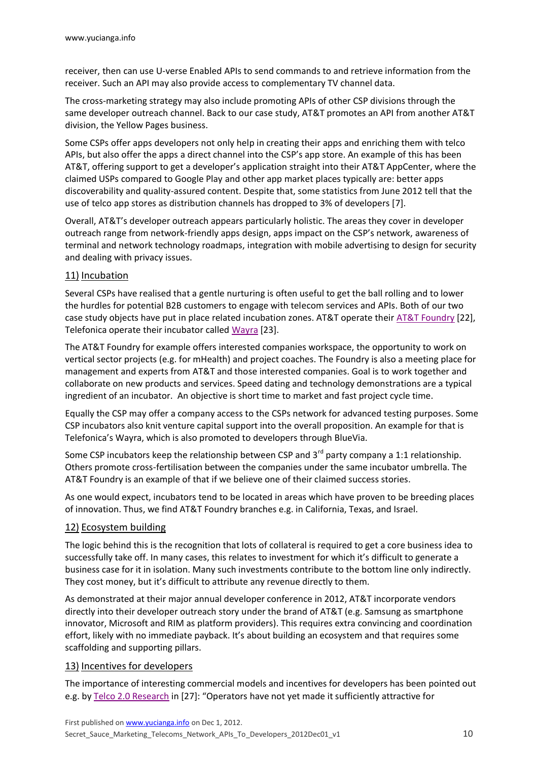receiver, then can use U-verse Enabled APIs to send commands to and retrieve information from the receiver. Such an API may also provide access to complementary TV channel data.

The cross-marketing strategy may also include promoting APIs of other CSP divisions through the same developer outreach channel. Back to our case study, AT&T promotes an API from another AT&T division, the Yellow Pages business.

Some CSPs offer apps developers not only help in creating their apps and enriching them with telco APIs, but also offer the apps a direct channel into the CSP's app store. An example of this has been AT&T, offering support to get a developer's application straight into their AT&T AppCenter, where the claimed USPs compared to Google Play and other app market places typically are: better apps discoverability and quality-assured content. Despite that, some statistics from June 2012 tell that the use of telco app stores as distribution channels has dropped to 3% of developers [7].

Overall, AT&T's developer outreach appears particularly holistic. The areas they cover in developer outreach range from network-friendly apps design, apps impact on the CSP's network, awareness of terminal and network technology roadmaps, integration with mobile advertising to design for security and dealing with privacy issues.

## 11) Incubation

Several CSPs have realised that a gentle nurturing is often useful to get the ball rolling and to lower the hurdles for potential B2B customers to engage with telecom services and APIs. Both of our two case study objects have put in place related incubation zones. AT&T operate their AT&T Foundry [22], Telefonica operate their incubator called Wayra [23].

The AT&T Foundry for example offers interested companies workspace, the opportunity to work on vertical sector projects (e.g. for mHealth) and project coaches. The Foundry is also a meeting place for management and experts from AT&T and those interested companies. Goal is to work together and collaborate on new products and services. Speed dating and technology demonstrations are a typical ingredient of an incubator. An objective is short time to market and fast project cycle time.

Equally the CSP may offer a company access to the CSPs network for advanced testing purposes. Some CSP incubators also knit venture capital support into the overall proposition. An example for that is Telefonica's Wayra, which is also promoted to developers through BlueVia.

Some CSP incubators keep the relationship between CSP and 3rd party company a 1:1 relationship. Others promote cross-fertilisation between the companies under the same incubator umbrella. The AT&T Foundry is an example of that if we believe one of their claimed success stories.

As one would expect, incubators tend to be located in areas which have proven to be breeding places of innovation. Thus, we find AT&T Foundry branches e.g. in California, Texas, and Israel.

## 12) Ecosystem building

The logic behind this is the recognition that lots of collateral is required to get a core business idea to successfully take off. In many cases, this relates to investment for which it's difficult to generate a business case for it in isolation. Many such investments contribute to the bottom line only indirectly. They cost money, but it's difficult to attribute any revenue directly to them.

As demonstrated at their major annual developer conference in 2012, AT&T incorporate vendors directly into their developer outreach story under the brand of AT&T (e.g. Samsung as smartphone innovator, Microsoft and RIM as platform providers). This requires extra convincing and coordination effort, likely with no immediate payback. It's about building an ecosystem and that requires some scaffolding and supporting pillars.

## 13) Incentives for developers

The importance of interesting commercial models and incentives for developers has been pointed out e.g. by Telco 2.0 Research in [27]: "Operators have not yet made it sufficiently attractive for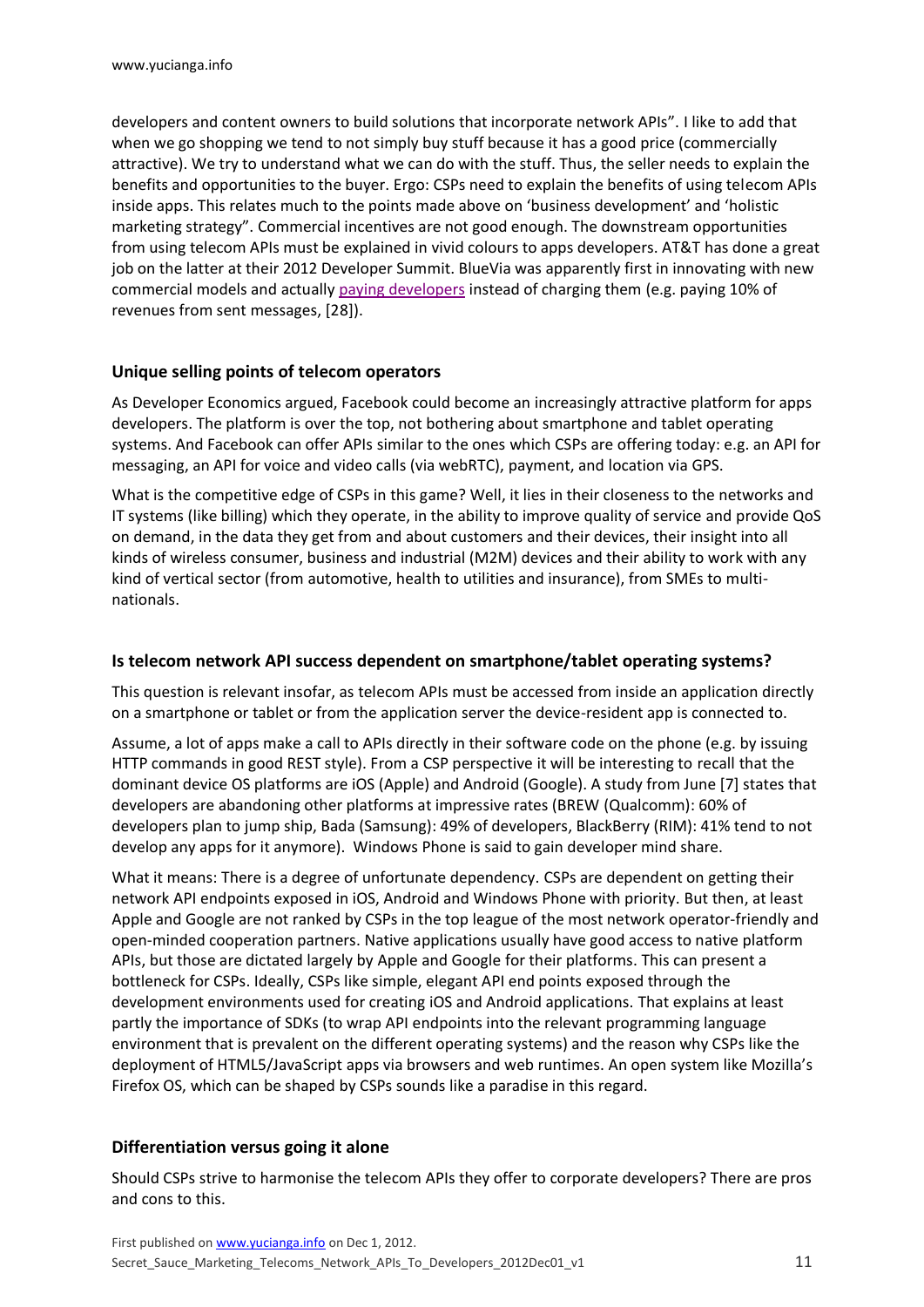developers and content owners to build solutions that incorporate network APIs". I like to add that when we go shopping we tend to not simply buy stuff because it has a good price (commercially attractive). We try to understand what we can do with the stuff. Thus, the seller needs to explain the benefits and opportunities to the buyer. Ergo: CSPs need to explain the benefits of using telecom APIs inside apps. This relates much to the points made above on 'business development' and 'holistic marketing strategy". Commercial incentives are not good enough. The downstream opportunities from using telecom APIs must be explained in vivid colours to apps developers. AT&T has done a great job on the latter at their 2012 Developer Summit. BlueVia was apparently first in innovating with new commercial models and actually paying developers instead of charging them (e.g. paying 10% of revenues from sent messages, [28]).

### Unique selling points of telecom operators

As Developer Economics argued, Facebook could become an increasingly attractive platform for apps developers. The platform is over the top, not bothering about smartphone and tablet operating systems. And Facebook can offer APIs similar to the ones which CSPs are offering today: e.g. an API for messaging, an API for voice and video calls (via webRTC), payment, and location via GPS.

What is the competitive edge of CSPs in this game? Well, it lies in their closeness to the networks and IT systems (like billing) which they operate, in the ability to improve quality of service and provide QoS on demand, in the data they get from and about customers and their devices, their insight into all kinds of wireless consumer, business and industrial (M2M) devices and their ability to work with any kind of vertical sector (from automotive, health to utilities and insurance), from SMEs to multi-nationals.

### Is telecom network API success dependent on smartphone/tablet operating systems?

This question is relevant insofar, as telecom APIs must be accessed from inside an application directly on a smartphone or tablet or from the application server the device-resident app is connected to.

Assume, a lot of apps make a call to APIs directly in their software code on the phone (e.g. by issuing HTTP commands in good REST style). From a CSP perspective it will be interesting to recall that the dominant device OS platforms are iOS (Apple) and Android (Google). A study from June [7] states that developers are abandoning other platforms at impressive rates (BREW (Qualcomm): 60% of developers plan to jump ship, Bada (Samsung): 49% of developers, BlackBerry (RIM): 41% tend to not develop any apps for it anymore). Windows Phone is said to gain developer mind share.

What it means: There is a degree of unfortunate dependency. CSPs are dependent on getting their network API endpoints exposed in iOS, Android and Windows Phone with priority. But then, at least Apple and Google are not ranked by CSPs in the top league of the most network operator-friendly and open-minded cooperation partners. Native applications usually have good access to native platform APIs, but those are dictated largely by Apple and Google for their platforms. This can present a bottleneck for CSPs. Ideally, CSPs like simple, elegant API end points exposed through the development environments used for creating iOS and Android applications. That explains at least partly the importance of SDKs (to wrap API endpoints into the relevant programming language environment that is prevalent on the different operating systems) and the reason why CSPs like the deployment of HTML5/JavaScript apps via browsers and web runtimes. An open system like Mozilla's Firefox OS, which can be shaped by CSPs sounds like a paradise in this regard.

### Differentiation versus going it alone

Should CSPs strive to harmonise the telecom APIs they offer to corporate developers? There are pros and cons to this.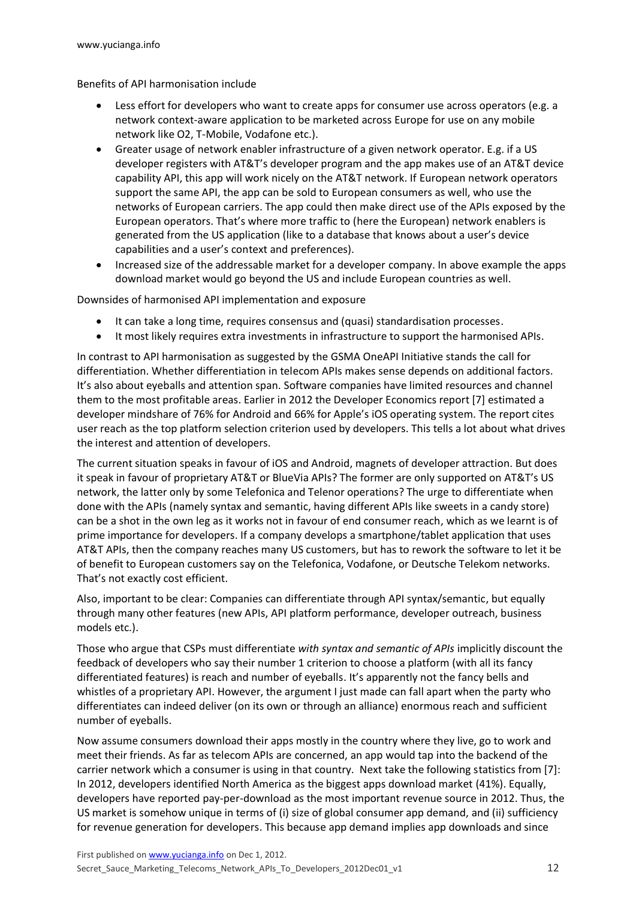Benefits of API harmonisation include

- Less effort for developers who want to create apps for consumer use across operators (e.g. a network context-aware application to be marketed across Europe for use on any mobile network like O2, T-Mobile, Vodafone etc.).
- Greater usage of network enabler infrastructure of a given network operator. E.g. if a US developer registers with AT&T's developer program and the app makes use of an AT&T device capability API, this app will work nicely on the AT&T network. If European network operators support the same API, the app can be sold to European consumers as well, who use the networks of European carriers. The app could then make direct use of the APIs exposed by the European operators. That's where more traffic to (here the European) network enablers is generated from the US application (like to a database that knows about a user's device capabilities and a user's context and preferences).
- Increased size of the addressable market for a developer company. In above example the apps download market would go beyond the US and include European countries as well.

Downsides of harmonised API implementation and exposure

- It can take a long time, requires consensus and (quasi) standardisation processes.
- It most likely requires extra investments in infrastructure to support the harmonised APIs.

In contrast to API harmonisation as suggested by the GSMA OneAPI Initiative stands the call for differentiation. Whether differentiation in telecom APIs makes sense depends on additional factors. It's also about eyeballs and attention span. Software companies have limited resources and channel them to the most profitable areas. Earlier in 2012 the Developer Economics report [7] estimated a developer mindshare of 76% for Android and 66% for Apple's iOS operating system. The report cites user reach as the top platform selection criterion used by developers. This tells a lot about what drives the interest and attention of developers.

The current situation speaks in favour of iOS and Android, magnets of developer attraction. But does it speak in favour of proprietary AT&T or BlueVia APIs? The former are only supported on AT&T's US network, the latter only by some Telefonica and Telenor operations? The urge to differentiate when done with the APIs (namely syntax and semantic, having different APIs like sweets in a candy store) can be a shot in the own leg as it works not in favour of end consumer reach, which as we learnt is of prime importance for developers. If a company develops a smartphone/tablet application that uses AT&T APIs, then the company reaches many US customers, but has to rework the software to let it be of benefit to European customers say on the Telefonica, Vodafone, or Deutsche Telekom networks. That's not exactly cost efficient.

Also, important to be clear: Companies can differentiate through API syntax/semantic, but equally through many other features (new APIs, API platform performance, developer outreach, business models etc.).

Those who argue that CSPs must differentiate *with syntax and semantic of APIs* implicitly discount the feedback of developers who say their number 1 criterion to choose a platform (with all its fancy differentiated features) is reach and number of eyeballs. It's apparently not the fancy bells and whistles of a proprietary API. However, the argument I just made can fall apart when the party who differentiates can indeed deliver (on its own or through an alliance) enormous reach and sufficient number of eyeballs.

Now assume consumers download their apps mostly in the country where they live, go to work and meet their friends. As far as telecom APIs are concerned, an app would tap into the backend of the carrier network which a consumer is using in that country. Next take the following statistics from [7]: In 2012, developers identified North America as the biggest apps download market (41%). Equally, developers have reported pay-per-download as the most important revenue source in 2012. Thus, the US market is somehow unique in terms of (i) size of global consumer app demand, and (ii) sufficiency for revenue generation for developers. This because app demand implies app downloads and since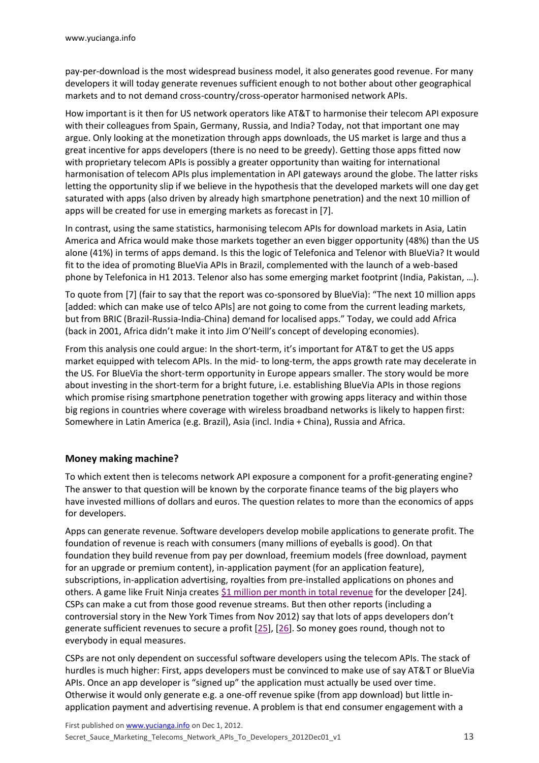pay-per-download is the most widespread business model, it also generates good revenue. For many developers it will today generate revenues sufficient enough to not bother about other geographical markets and to not demand cross-country/cross-operator harmonised network APIs.

How important is it then for US network operators like AT&T to harmonise their telecom API exposure with their colleagues from Spain, Germany, Russia, and India? Today, not that important one may argue. Only looking at the monetization through apps downloads, the US market is large and thus a great incentive for apps developers (there is no need to be greedy). Getting those apps fitted now with proprietary telecom APIs is possibly a greater opportunity than waiting for international harmonisation of telecom APIs plus implementation in API gateways around the globe. The latter risks letting the opportunity slip if we believe in the hypothesis that the developed markets will one day get saturated with apps (also driven by already high smartphone penetration) and the next 10 million of apps will be created for use in emerging markets as forecast in [7].

In contrast, using the same statistics, harmonising telecom APIs for download markets in Asia, Latin America and Africa would make those markets together an even bigger opportunity (48%) than the US alone (41%) in terms of apps demand. Is this the logic of Telefonica and Telenor with BlueVia? It would fit to the idea of promoting BlueVia APIs in Brazil, complemented with the launch of a web-based phone by Telefonica in H1 2013. Telenor also has some emerging market footprint (India, Pakistan, …).

To quote from [7] (fair to say that the report was co-sponsored by BlueVia): "The next 10 million apps [added: which can make use of telco APIs] are not going to come from the current leading markets, but from BRIC (Brazil-Russia-India-China) demand for localised apps." Today, we could add Africa (back in 2001, Africa didn't make it into Jim O'Neill's concept of developing economies).

From this analysis one could argue: In the short-term, it's important for AT&T to get the US apps market equipped with telecom APIs. In the mid- to long-term, the apps growth rate may decelerate in the US. For BlueVia the short-term opportunity in Europe appears smaller. The story would be more about investing in the short-term for a bright future, i.e. establishing BlueVia APIs in those regions which promise rising smartphone penetration together with growing apps literacy and within those big regions in countries where coverage with wireless broadband networks is likely to happen first: Somewhere in Latin America (e.g. Brazil), Asia (incl. India + China), Russia and Africa.

## Money making machine?

To which extent then is telecoms network API exposure a component for a profit-generating engine? The answer to that question will be known by the corporate finance teams of the big players who have invested millions of dollars and euros. The question relates to more than the economics of apps for developers.

Apps can generate revenue. Software developers develop mobile applications to generate profit. The foundation of revenue is reach with consumers (many millions of eyeballs is good). On that foundation they build revenue from pay per download, freemium models (free download, payment for an upgrade or premium content), in-application payment (for an application feature), subscriptions, in-application advertising, royalties from pre-installed applications on phones and others. A game like Fruit Ninja creates $1 million per month in total revenue for the developer [24]. CSPs can make a cut from those good revenue streams. But then other reports (including a controversial story in the New York Times from Nov 2012) say that lots of apps developers don't generate sufficient revenues to secure a profit [25], [26]. So money goes round, though not to everybody in equal measures.

CSPs are not only dependent on successful software developers using the telecom APIs. The stack of hurdles is much higher: First, apps developers must be convinced to make use of say AT&T or BlueVia APIs. Once an app developer is "signed up" the application must actually be used over time. Otherwise it would only generate e.g. a one-off revenue spike (from app download) but little in-application payment and advertising revenue. A problem is that end consumer engagement with a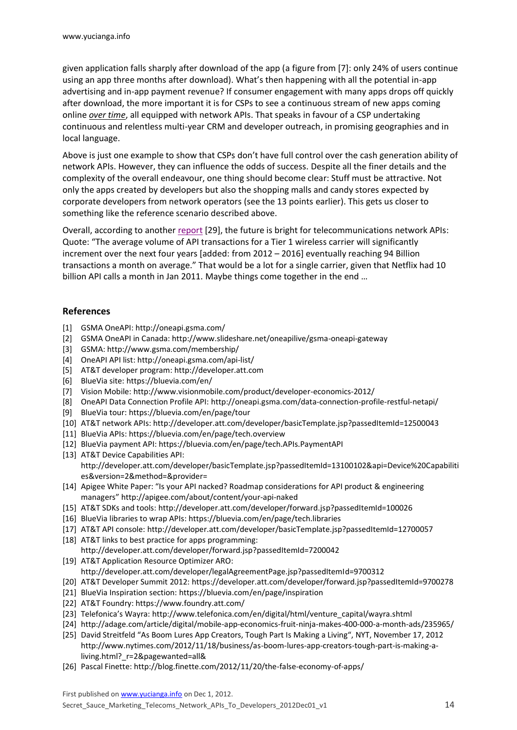given application falls sharply after download of the app (a figure from [7]: only 24% of users continue using an app three months after download). What's then happening with all the potential in-app advertising and in-app payment revenue? If consumer engagement with many apps drops off quickly after download, the more important it is for CSPs to see a continuous stream of new apps coming online *over time*, all equipped with network APIs. That speaks in favour of a CSP undertaking continuous and relentless multi-year CRM and developer outreach, in promising geographies and in local language.

Above is just one example to show that CSPs don't have full control over the cash generation ability of network APIs. However, they can influence the odds of success. Despite all the finer details and the complexity of the overall endeavour, one thing should become clear: Stuff must be attractive. Not only the apps created by developers but also the shopping malls and candy stores expected by corporate developers from network operators (see the 13 points earlier). This gets us closer to something like the reference scenario described above.

Overall, according to another report [29], the future is bright for telecommunications network APIs: Quote: "The average volume of API transactions for a Tier 1 wireless carrier will significantly increment over the next four years [added: from 2012 – 2016] eventually reaching 94 Billion transactions a month on average." That would be a lot for a single carrier, given that Netflix had 10 billion API calls a month in Jan 2011. Maybe things come together in the end …

## References

[1] GSMA OneAPI: http://oneapi.gsma.com/
[2] GSMA OneAPI in Canada: http://www.slideshare.net/oneapilive/gsma-oneapi-gateway
[3] GSMA: http://www.gsma.com/membership/
[4] OneAPI API list: http://oneapi.gsma.com/api-list/
[5] AT&T developer program: http://developer.att.com
[6] BlueVia site: https://bluevia.com/en/
[7] Vision Mobile: http://www.visionmobile.com/product/developer-economics-2012/
[8] OneAPI Data Connection Profile API: http://oneapi.gsma.com/data-connection-profile-restful-netapi/
[9] BlueVia tour: https://bluevia.com/en/page/tour
[10] AT&T network APIs: http://developer.att.com/developer/basicTemplate.jsp?passedItemId=12500043
[11] BlueVia APIs: https://bluevia.com/en/page/tech.overview
[12] BlueVia payment API: https://bluevia.com/en/page/tech.APIs.PaymentAPI
[13] AT&T Device Capabilities API: http://developer.att.com/developer/basicTemplate.jsp?passedItemId=13100102&api=Device%20Capabilities&version=2&method=&provider=
[14] Apigee White Paper: "Is your API nacked? Roadmap considerations for API product & engineering managers" http://apigee.com/about/content/your-api-naked
[15] AT&T SDKs and tools: http://developer.att.com/developer/forward.jsp?passedItemId=100026
[16] BlueVia libraries to wrap APIs: https://bluevia.com/en/page/tech.libraries
[17] AT&T API console: http://developer.att.com/developer/basicTemplate.jsp?passedItemId=12700057
[18] AT&T links to best practice for apps programming: http://developer.att.com/developer/forward.jsp?passedItemId=7200042
[19] AT&T Application Resource Optimizer ARO: http://developer.att.com/developer/legalAgreementPage.jsp?passedItemId=9700312
[20] AT&T Developer Summit 2012: https://developer.att.com/developer/forward.jsp?passedItemId=9700278
[21] BlueVia Inspiration section: https://bluevia.com/en/page/inspiration
[22] AT&T Foundry: https://www.foundry.att.com/
[23] Telefonica's Wayra: http://www.telefonica.com/en/digital/html/venture_capital/wayra.shtml
[24] http://adage.com/article/digital/mobile-app-economics-fruit-ninja-makes-400-000-a-month-ads/235965/
[25] David Streitfeld "As Boom Lures App Creators, Tough Part Is Making a Living", NYT, November 17, 2012 http://www.nytimes.com/2012/11/18/business/as-boom-lures-app-creators-tough-part-is-making-a-living.html?_r=2&pagewanted=all&
[26] Pascal Finette: http://blog.finette.com/2012/11/20/the-false-economy-of-apps/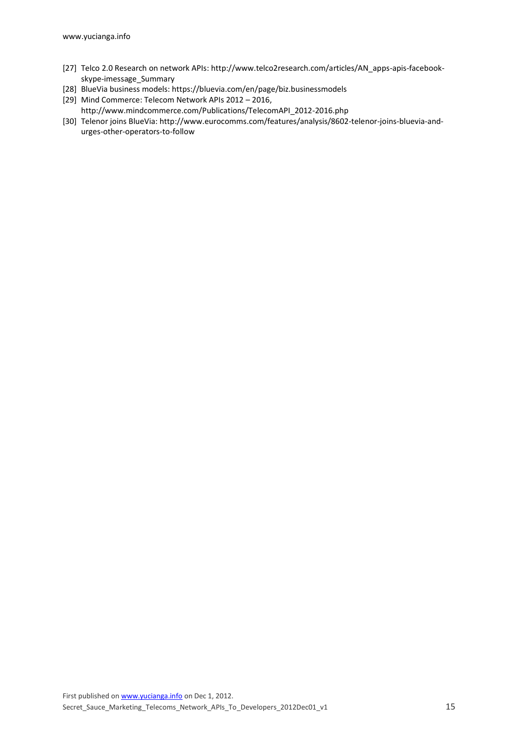[27] Telco 2.0 Research on network APIs: http://www.telco2research.com/articles/AN_apps-apis-facebook-skype-imessage_Summary

[28] BlueVia business models: https://bluevia.com/en/page/biz.businessmodels

[29] Mind Commerce: Telecom Network APIs 2012 – 2016, http://www.mindcommerce.com/Publications/TelecomAPI_2012-2016.php

[30] Telenor joins BlueVia: http://www.eurocomms.com/features/analysis/8602-telenor-joins-bluevia-and-urges-other-operators-to-follow